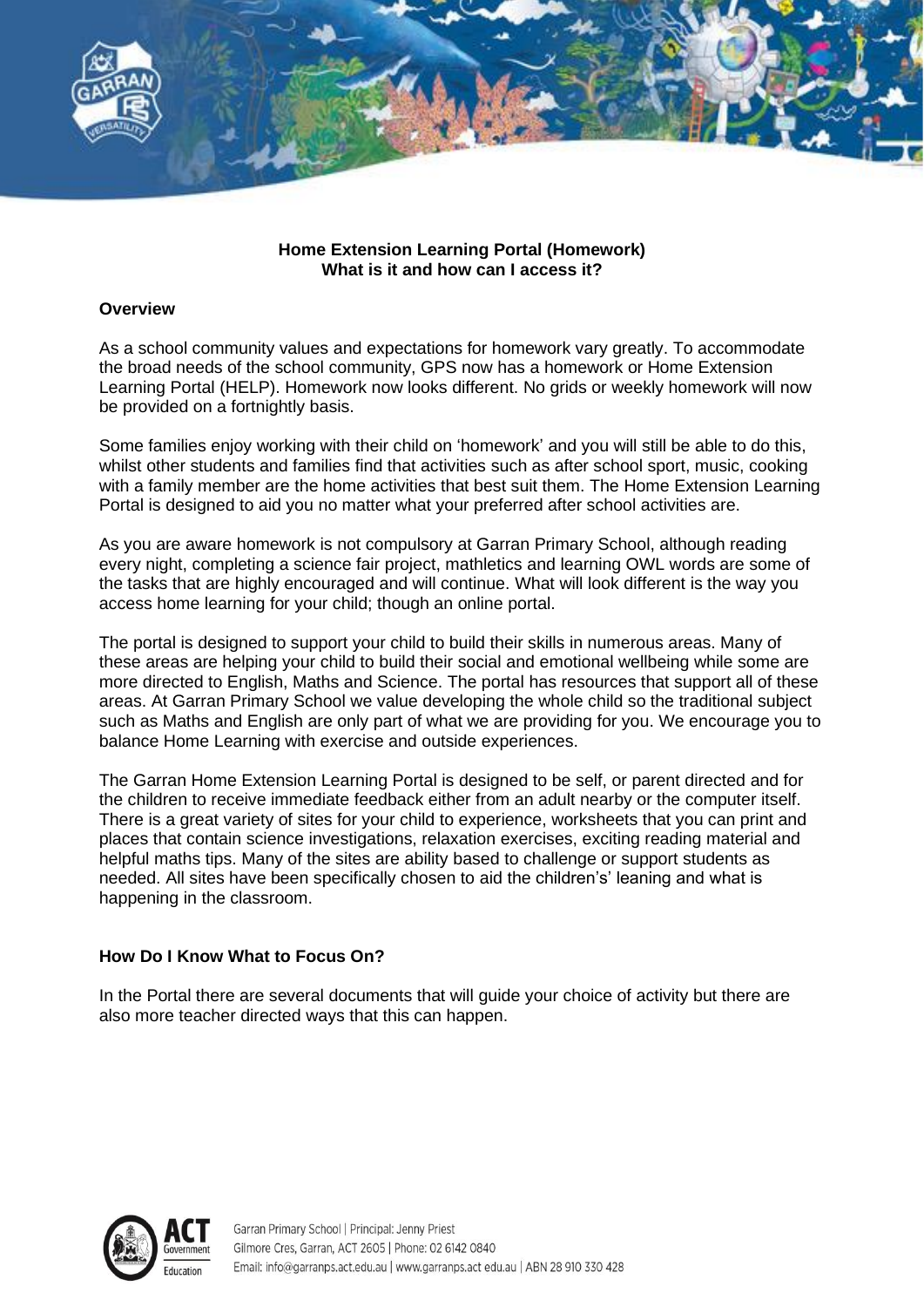**Home Extension Learning Portal (Homework)**
**What is it and how can I access it?**

## Overview

As a school community values and expectations for homework vary greatly. To accommodate the broad needs of the school community, GPS now has a homework or Home Extension Learning Portal (HELP). Homework now looks different. No grids or weekly homework will now be provided on a fortnightly basis.

Some families enjoy working with their child on 'homework' and you will still be able to do this, whilst other students and families find that activities such as after school sport, music, cooking with a family member are the home activities that best suit them. The Home Extension Learning Portal is designed to aid you no matter what your preferred after school activities are.

As you are aware homework is not compulsory at Garran Primary School, although reading every night, completing a science fair project, mathletics and learning OWL words are some of the tasks that are highly encouraged and will continue. What will look different is the way you access home learning for your child; though an online portal.

The portal is designed to support your child to build their skills in numerous areas. Many of these areas are helping your child to build their social and emotional wellbeing while some are more directed to English, Maths and Science. The portal has resources that support all of these areas. At Garran Primary School we value developing the whole child so the traditional subject such as Maths and English are only part of what we are providing for you. We encourage you to balance Home Learning with exercise and outside experiences.

The Garran Home Extension Learning Portal is designed to be self, or parent directed and for the children to receive immediate feedback either from an adult nearby or the computer itself. There is a great variety of sites for your child to experience, worksheets that you can print and places that contain science investigations, relaxation exercises, exciting reading material and helpful maths tips. Many of the sites are ability based to challenge or support students as needed. All sites have been specifically chosen to aid the children's' leaning and what is happening in the classroom.

## How Do I Know What to Focus On?

In the Portal there are several documents that will guide your choice of activity but there are also more teacher directed ways that this can happen.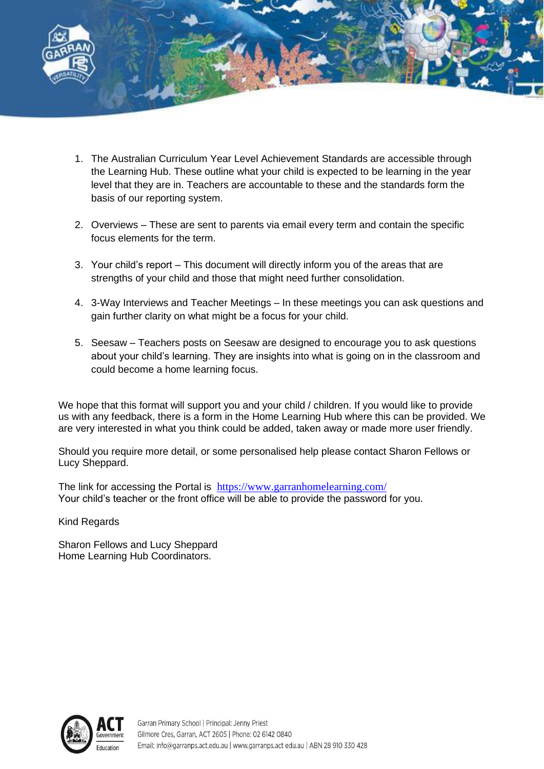1. The Australian Curriculum Year Level Achievement Standards are accessible through the Learning Hub. These outline what your child is expected to be learning in the year level that they are in. Teachers are accountable to these and the standards form the basis of our reporting system.

2. Overviews – These are sent to parents via email every term and contain the specific focus elements for the term.

3. Your child's report – This document will directly inform you of the areas that are strengths of your child and those that might need further consolidation.

4. 3-Way Interviews and Teacher Meetings – In these meetings you can ask questions and gain further clarity on what might be a focus for your child.

5. Seesaw – Teachers posts on Seesaw are designed to encourage you to ask questions about your child's learning. They are insights into what is going on in the classroom and could become a home learning focus.

We hope that this format will support you and your child / children. If you would like to provide us with any feedback, there is a form in the Home Learning Hub where this can be provided. We are very interested in what you think could be added, taken away or made more user friendly.

Should you require more detail, or some personalised help please contact Sharon Fellows or Lucy Sheppard.

The link for accessing the Portal is https://www.garranhomelearning.com/
Your child's teacher or the front office will be able to provide the password for you.

Kind Regards

Sharon Fellows and Lucy Sheppard
Home Learning Hub Coordinators.